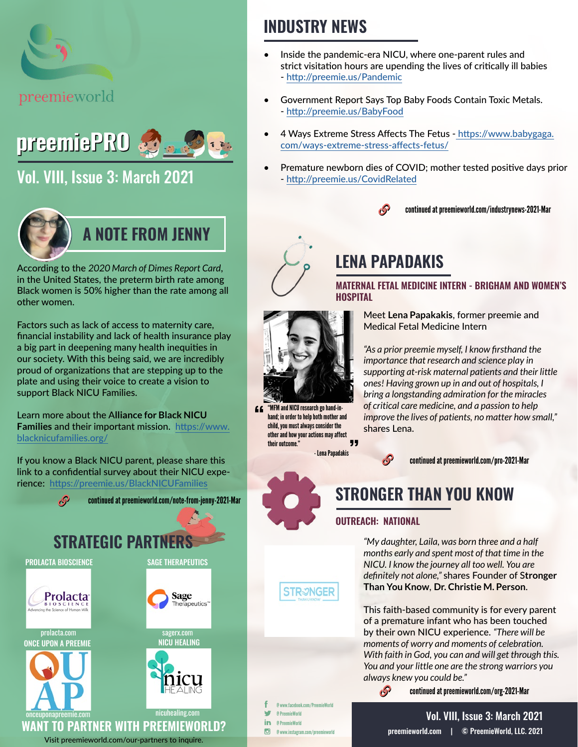preemieworld

# preemiePRO

## Vol. VIII, Issue 3: March 2021

## A NOTE FROM JENNY

According to the *2020 March of Dimes Report Card*, in the United States, the preterm birth rate among Black women is 50% higher than the rate among all other women.

Factors such as lack of access to maternity care, financial instability and lack of health insurance play a big part in deepening many health inequities in our society. With this being said, we are incredibly proud of organizations that are stepping up to the plate and using their voice to create a vision to support Black NICU Families.

Learn more about the **Alliance for Black NICU Families** and their important mission. https://www.blacknicufamilies.org/

If you know a Black NICU parent, please share this link to a confidential survey about their NICU experience: https://preemie.us/BlackNICUFamilies

continued at preemieworld.com/note-from-jenny-2021-Mar

## STRATEGIC PARTNERS

PROLACTA BIOSCIENCE – prolacta.com

SAGE THERAPEUTICS – sagerx.com

ONCE UPON A PREEMIE – onceuponapreemie.com

NICU HEALING – nicuhealing.com

**WANT TO PARTNER WITH PREEMIEWORLD?**

Visit preemieworld.com/our-partners to inquire.

## INDUSTRY NEWS

- Inside the pandemic-era NICU, where one-parent rules and strict visitation hours are upending the lives of critically ill babies - http://preemie.us/Pandemic
- Government Report Says Top Baby Foods Contain Toxic Metals. - http://preemie.us/BabyFood
- 4 Ways Extreme Stress Affects The Fetus - https://www.babygaga.com/ways-extreme-stress-affects-fetus/
- Premature newborn dies of COVID; mother tested positive days prior - http://preemie.us/CovidRelated

continued at preemieworld.com/industrynews-2021-Mar

## LENA PAPADAKIS

### MATERNAL FETAL MEDICINE INTERN - BRIGHAM AND WOMEN'S HOSPITAL

Meet **Lena Papakakis**, former preemie and Medical Fetal Medicine Intern

*"As a prior preemie myself, I know firsthand the importance that research and science play in supporting at-risk maternal patients and their little ones! Having grown up in and out of hospitals, I bring a longstanding admiration for the miracles of critical care medicine, and a passion to help improve the lives of patients, no matter how small,"* shares Lena.

> "MFM and NICU research go hand-in-hand; in order to help both mother and child, you must always consider the other and how your actions may affect their outcome."
>
> - Lena Papadakis

continued at preemieworld.com/pro-2021-Mar

## STRONGER THAN YOU KNOW

### OUTREACH: NATIONAL

*"My daughter, Laila, was born three and a half months early and spent most of that time in the NICU. I know the journey all too well. You are definitely not alone,"* shares Founder of **Stronger Than You Know**, **Dr. Christie M. Person**.

This faith-based community is for every parent of a premature infant who has been touched by their own NICU experience. *"There will be moments of worry and moments of celebration. With faith in God, you can and will get through this. You and your little one are the strong warriors you always knew you could be."*

continued at preemieworld.com/org-2021-Mar

@www.facebook.com/PreemieWorld
@PreemieWorld
@PreemieWorld
@www.instagram.com/preemieworld

preemieworld.com | © PreemieWorld, LLC. 2021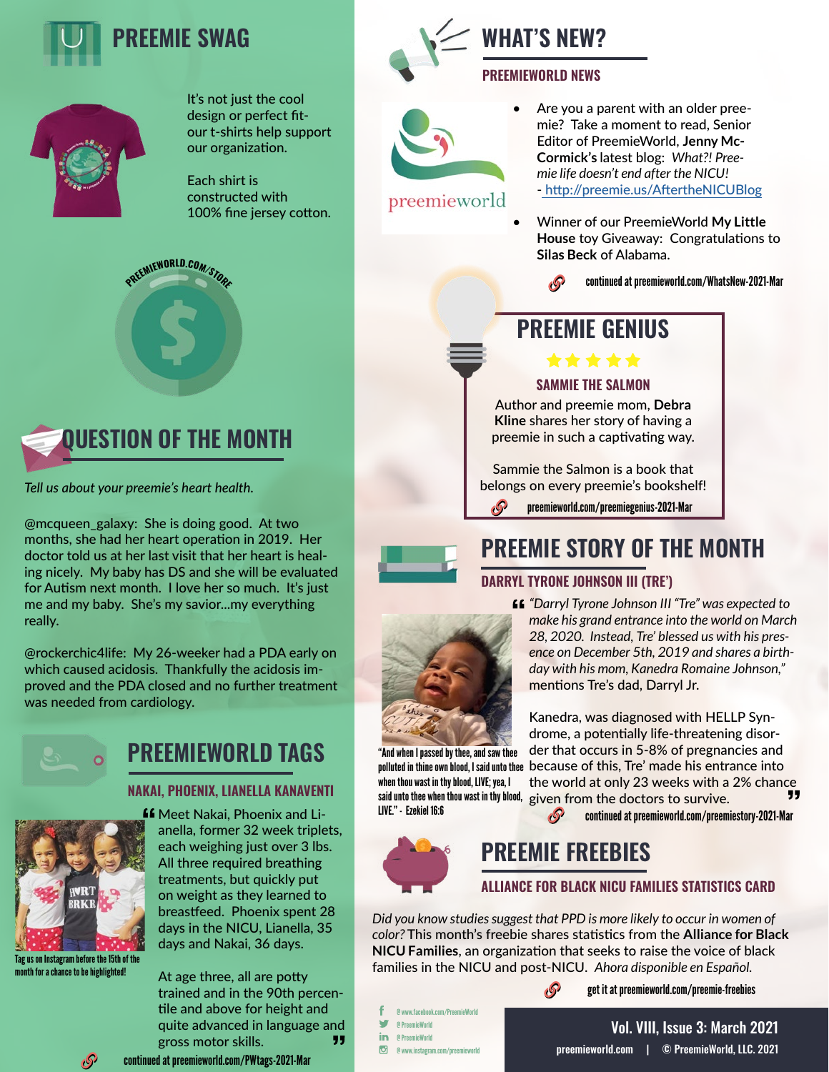## PREEMIE SWAG

It's not just the cool design or perfect fit-our t-shirts help support our organization.

Each shirt is constructed with 100% fine jersey cotton.

PREEMIEWORLD.COM/STORE

## QUESTION OF THE MONTH

*Tell us about your preemie's heart health.*

@mcqueen_galaxy: She is doing good. At two months, she had her heart operation in 2019. Her doctor told us at her last visit that her heart is healing nicely. My baby has DS and she will be evaluated for Autism next month. I love her so much. It's just me and my baby. She's my savior...my everything really.

@rockerchic4life: My 26-weeker had a PDA early on which caused acidosis. Thankfully the acidosis improved and the PDA closed and no further treatment was needed from cardiology.

## PREEMIEWORLD TAGS

### NAKAI, PHOENIX, LIANELLA KANAVENTI

"Meet Nakai, Phoenix and Lianella, former 32 week triplets, each weighing just over 3 lbs. All three required breathing treatments, but quickly put on weight as they learned to breastfeed. Phoenix spent 28 days in the NICU, Lianella, 35 days and Nakai, 36 days.

At age three, all are potty trained and in the 90th percentile and above for height and quite advanced in language and gross motor skills."

Tag us on Instagram before the 15th of the month for a chance to be highlighted!

continued at preemieworld.com/PWtags-2021-Mar

## WHAT'S NEW?

### PREEMIEWORLD NEWS

- Are you a parent with an older preemie? Take a moment to read, Senior Editor of PreemieWorld, **Jenny McCormick's** latest blog: *What?! Preemie life doesn't end after the NICU!* - http://preemie.us/AftertheNICUBlog
- Winner of our PreemieWorld **My Little House** toy Giveaway: Congratulations to **Silas Beck** of Alabama.

continued at preemieworld.com/WhatsNew-2021-Mar

## PREEMIE GENIUS

★★★★★

### SAMMIE THE SALMON

Author and preemie mom, **Debra Kline** shares her story of having a preemie in such a captivating way.

Sammie the Salmon is a book that belongs on every preemie's bookshelf!

preemieworld.com/preemiegenius-2021-Mar

## PREEMIE STORY OF THE MONTH

### DARRYL TYRONE JOHNSON III (TRE')

"*"Darryl Tyrone Johnson III "Tre" was expected to make his grand entrance into the world on March 28, 2020. Instead, Tre' blessed us with his presence on December 5th, 2019 and shares a birthday with his mom, Kanedra Romaine Johnson,"* mentions Tre's dad, Darryl Jr.

Kanedra, was diagnosed with HELLP Syndrome, a potentially life-threatening disorder that occurs in 5-8% of pregnancies and because of this, Tre' made his entrance into the world at only 23 weeks with a 2% chance given from the doctors to survive."

"And when I passed by thee, and saw thee polluted in thine own blood, I said unto thee when thou wast in thy blood, LIVE; yea, I said unto thee when thou wast in thy blood, LIVE." - Ezekiel 16:6

continued at preemieworld.com/preemiestory-2021-Mar

## PREEMIE FREEBIES

### ALLIANCE FOR BLACK NICU FAMILIES STATISTICS CARD

*Did you know studies suggest that PPD is more likely to occur in women of color?* This month's freebie shares statistics from the **Alliance for Black NICU Families**, an organization that seeks to raise the voice of black families in the NICU and post-NICU. *Ahora disponible en Español.*

get it at preemieworld.com/preemie-freebies

@www.facebook.com/PreemieWorld
@PreemieWorld
@PreemieWorld
@www.instagram.com/preemieworld

preemieworld.com | © PreemieWorld, LLC. 2021